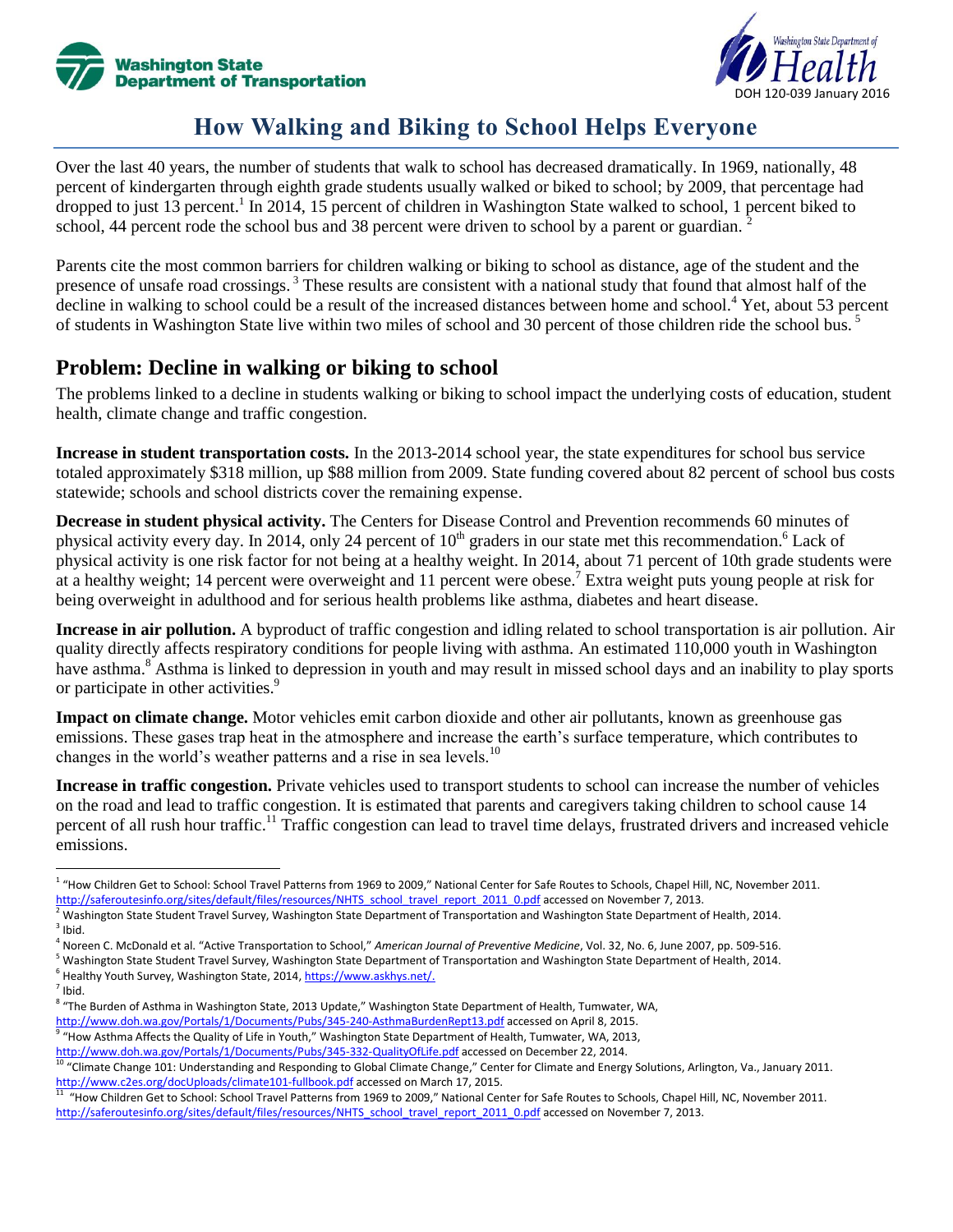Washington State Department of Transportation

Washington State Department of Health

DOH 120-039 January 2016

# How Walking and Biking to School Helps Everyone

Over the last 40 years, the number of students that walk to school has decreased dramatically. In 1969, nationally, 48 percent of kindergarten through eighth grade students usually walked or biked to school; by 2009, that percentage had dropped to just 13 percent.[1] In 2014, 15 percent of children in Washington State walked to school, 1 percent biked to school, 44 percent rode the school bus and 38 percent were driven to school by a parent or guardian.[2]

Parents cite the most common barriers for children walking or biking to school as distance, age of the student and the presence of unsafe road crossings.[3] These results are consistent with a national study that found that almost half of the decline in walking to school could be a result of the increased distances between home and school.[4] Yet, about 53 percent of students in Washington State live within two miles of school and 30 percent of those children ride the school bus.[5]

## Problem: Decline in walking or biking to school

The problems linked to a decline in students walking or biking to school impact the underlying costs of education, student health, climate change and traffic congestion.

**Increase in student transportation costs.** In the 2013-2014 school year, the state expenditures for school bus service totaled approximately $318 million, up $88 million from 2009. State funding covered about 82 percent of school bus costs statewide; schools and school districts cover the remaining expense.

**Decrease in student physical activity.** The Centers for Disease Control and Prevention recommends 60 minutes of physical activity every day. In 2014, only 24 percent of 10th graders in our state met this recommendation.[6] Lack of physical activity is one risk factor for not being at a healthy weight. In 2014, about 71 percent of 10th grade students were at a healthy weight; 14 percent were overweight and 11 percent were obese.[7] Extra weight puts young people at risk for being overweight in adulthood and for serious health problems like asthma, diabetes and heart disease.

**Increase in air pollution.** A byproduct of traffic congestion and idling related to school transportation is air pollution. Air quality directly affects respiratory conditions for people living with asthma. An estimated 110,000 youth in Washington have asthma.[8] Asthma is linked to depression in youth and may result in missed school days and an inability to play sports or participate in other activities.[9]

**Impact on climate change.** Motor vehicles emit carbon dioxide and other air pollutants, known as greenhouse gas emissions. These gases trap heat in the atmosphere and increase the earth's surface temperature, which contributes to changes in the world's weather patterns and a rise in sea levels.[10]

**Increase in traffic congestion.** Private vehicles used to transport students to school can increase the number of vehicles on the road and lead to traffic congestion. It is estimated that parents and caregivers taking children to school cause 14 percent of all rush hour traffic.[11] Traffic congestion can lead to travel time delays, frustrated drivers and increased vehicle emissions.

---

[1] "How Children Get to School: School Travel Patterns from 1969 to 2009," National Center for Safe Routes to Schools, Chapel Hill, NC, November 2011. http://saferoutesinfo.org/sites/default/files/resources/NHTS_school_travel_report_2011_0.pdf accessed on November 7, 2013.

[2] Washington State Student Travel Survey, Washington State Department of Transportation and Washington State Department of Health, 2014.

[3] Ibid.

[4] Noreen C. McDonald et al. "Active Transportation to School," *American Journal of Preventive Medicine*, Vol. 32, No. 6, June 2007, pp. 509-516.

[5] Washington State Student Travel Survey, Washington State Department of Transportation and Washington State Department of Health, 2014.

[6] Healthy Youth Survey, Washington State, 2014, https://www.askhys.net/.

[7] Ibid.

[8] "The Burden of Asthma in Washington State, 2013 Update," Washington State Department of Health, Tumwater, WA, http://www.doh.wa.gov/Portals/1/Documents/Pubs/345-240-AsthmaBurdenRept13.pdf accessed on April 8, 2015.

[9] "How Asthma Affects the Quality of Life in Youth," Washington State Department of Health, Tumwater, WA, 2013, http://www.doh.wa.gov/Portals/1/Documents/Pubs/345-332-QualityOfLife.pdf accessed on December 22, 2014.

[10] "Climate Change 101: Understanding and Responding to Global Climate Change," Center for Climate and Energy Solutions, Arlington, Va., January 2011. http://www.c2es.org/docUploads/climate101-fullbook.pdf accessed on March 17, 2015.

[11] "How Children Get to School: School Travel Patterns from 1969 to 2009," National Center for Safe Routes to Schools, Chapel Hill, NC, November 2011. http://saferoutesinfo.org/sites/default/files/resources/NHTS_school_travel_report_2011_0.pdf accessed on November 7, 2013.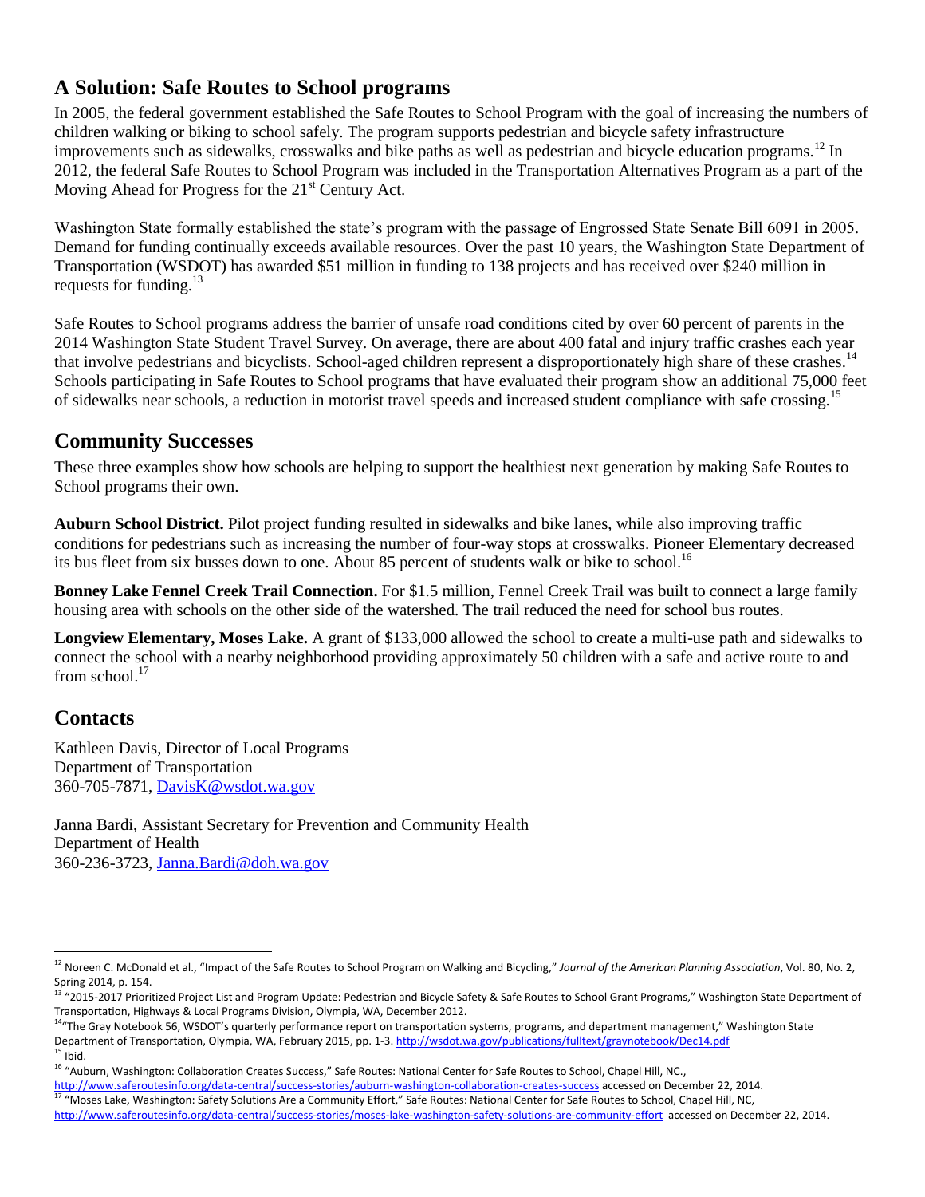## A Solution: Safe Routes to School programs

In 2005, the federal government established the Safe Routes to School Program with the goal of increasing the numbers of children walking or biking to school safely. The program supports pedestrian and bicycle safety infrastructure improvements such as sidewalks, crosswalks and bike paths as well as pedestrian and bicycle education programs.[12] In 2012, the federal Safe Routes to School Program was included in the Transportation Alternatives Program as a part of the Moving Ahead for Progress for the 21st Century Act.

Washington State formally established the state's program with the passage of Engrossed State Senate Bill 6091 in 2005. Demand for funding continually exceeds available resources. Over the past 10 years, the Washington State Department of Transportation (WSDOT) has awarded $51 million in funding to 138 projects and has received over $240 million in requests for funding.[13]

Safe Routes to School programs address the barrier of unsafe road conditions cited by over 60 percent of parents in the 2014 Washington State Student Travel Survey. On average, there are about 400 fatal and injury traffic crashes each year that involve pedestrians and bicyclists. School-aged children represent a disproportionately high share of these crashes.[14] Schools participating in Safe Routes to School programs that have evaluated their program show an additional 75,000 feet of sidewalks near schools, a reduction in motorist travel speeds and increased student compliance with safe crossing.[15]

## Community Successes

These three examples show how schools are helping to support the healthiest next generation by making Safe Routes to School programs their own.

**Auburn School District.** Pilot project funding resulted in sidewalks and bike lanes, while also improving traffic conditions for pedestrians such as increasing the number of four-way stops at crosswalks. Pioneer Elementary decreased its bus fleet from six busses down to one. About 85 percent of students walk or bike to school.[16]

**Bonney Lake Fennel Creek Trail Connection.** For $1.5 million, Fennel Creek Trail was built to connect a large family housing area with schools on the other side of the watershed. The trail reduced the need for school bus routes.

**Longview Elementary, Moses Lake.** A grant of $133,000 allowed the school to create a multi-use path and sidewalks to connect the school with a nearby neighborhood providing approximately 50 children with a safe and active route to and from school.[17]

## Contacts

Kathleen Davis, Director of Local Programs
Department of Transportation
360-705-7871, DavisK@wsdot.wa.gov

Janna Bardi, Assistant Secretary for Prevention and Community Health
Department of Health
360-236-3723, Janna.Bardi@doh.wa.gov

---

[12] Noreen C. McDonald et al., "Impact of the Safe Routes to School Program on Walking and Bicycling," *Journal of the American Planning Association*, Vol. 80, No. 2, Spring 2014, p. 154.

[13] "2015-2017 Prioritized Project List and Program Update: Pedestrian and Bicycle Safety & Safe Routes to School Grant Programs," Washington State Department of Transportation, Highways & Local Programs Division, Olympia, WA, December 2012.

[14] "The Gray Notebook 56, WSDOT's quarterly performance report on transportation systems, programs, and department management," Washington State Department of Transportation, Olympia, WA, February 2015, pp. 1-3. http://wsdot.wa.gov/publications/fulltext/graynotebook/Dec14.pdf

[15] Ibid.

[16] "Auburn, Washington: Collaboration Creates Success," Safe Routes: National Center for Safe Routes to School, Chapel Hill, NC., http://www.saferoutesinfo.org/data-central/success-stories/auburn-washington-collaboration-creates-success accessed on December 22, 2014.

[17] "Moses Lake, Washington: Safety Solutions Are a Community Effort," Safe Routes: National Center for Safe Routes to School, Chapel Hill, NC, http://www.saferoutesinfo.org/data-central/success-stories/moses-lake-washington-safety-solutions-are-community-effort accessed on December 22, 2014.